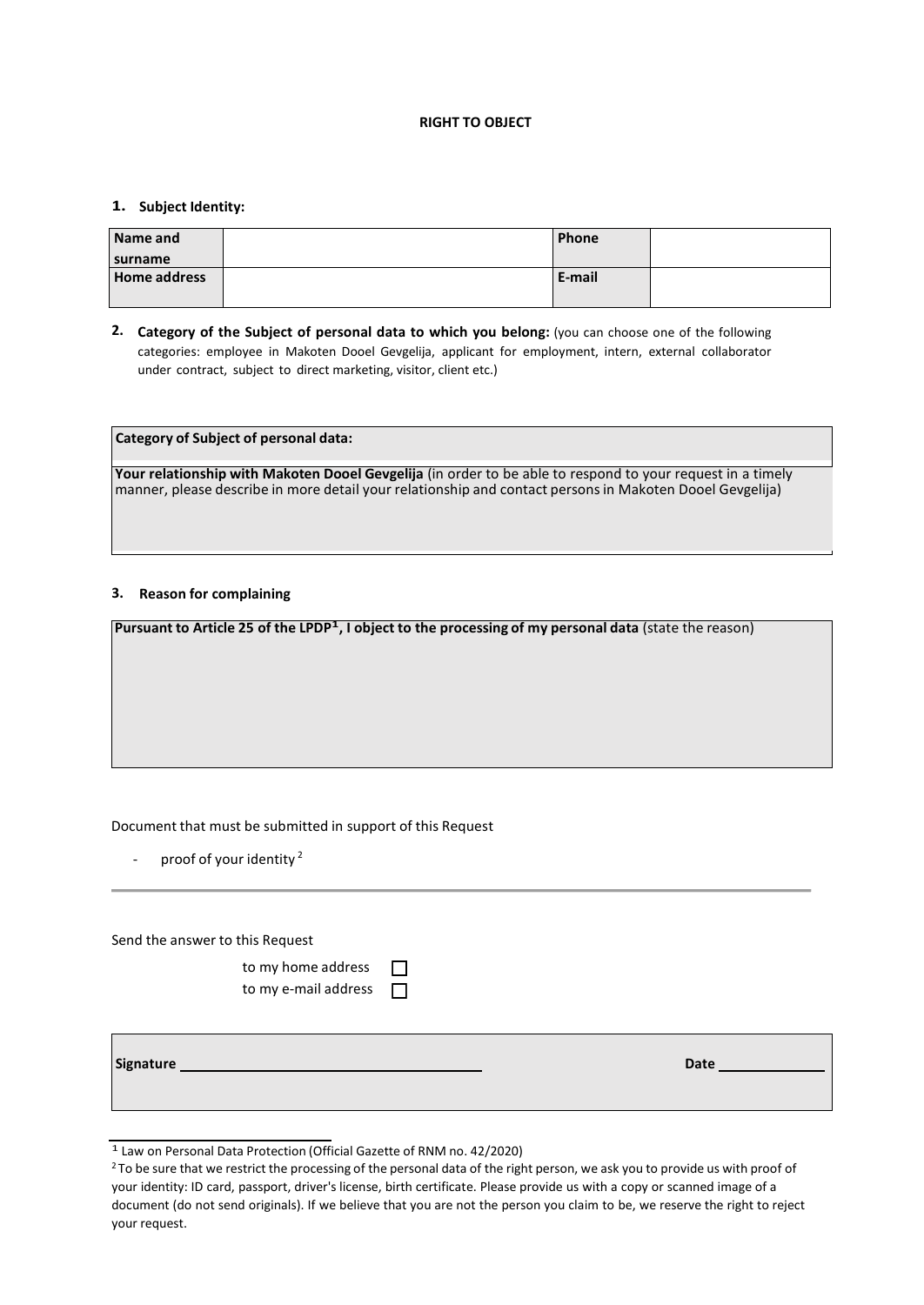# RIGHT TO OBJECT

## 1. Subject Identity:

| Name and surname | | Phone | |
|---|---|---|---|
| Home address | | E-mail | |

## 2. Category of the Subject of personal data to which you belong:

(you can choose one of the following categories: employee in Makoten Dooel Gevgelija, applicant for employment, intern, external collaborator under contract, subject to direct marketing, visitor, client etc.)

| Category of Subject of personal data: |
|---|
| **Your relationship with Makoten Dooel Gevgelija** (in order to be able to respond to your request in a timely manner, please describe in more detail your relationship and contact persons in Makoten Dooel Gevgelija) |

## 3. Reason for complaining

| Pursuant to Article 25 of the LPDP[1], I object to the processing of my personal data (state the reason) |
|---|
| |

Document that must be submitted in support of this Request

- proof of your identity [2]

Send the answer to this Request

- to my home address ☐
- to my e-mail address ☐

| Signature ________________________ | Date ____________ |
|---|---|

---

[1] Law on Personal Data Protection (Official Gazette of RNM no. 42/2020)

[2] To be sure that we restrict the processing of the personal data of the right person, we ask you to provide us with proof of your identity: ID card, passport, driver's license, birth certificate. Please provide us with a copy or scanned image of a document (do not send originals). If we believe that you are not the person you claim to be, we reserve the right to reject your request.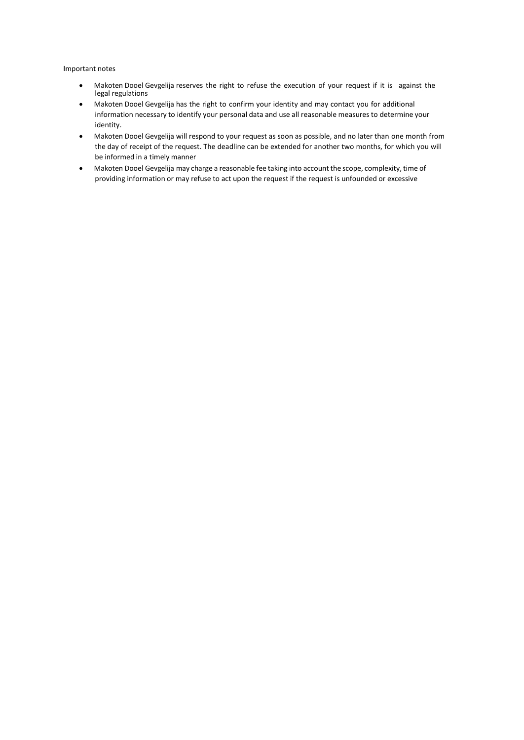Important notes

- Makoten Dooel Gevgelija reserves the right to refuse the execution of your request if it is against the legal regulations
- Makoten Dooel Gevgelija has the right to confirm your identity and may contact you for additional information necessary to identify your personal data and use all reasonable measures to determine your identity.
- Makoten Dooel Gevgelija will respond to your request as soon as possible, and no later than one month from the day of receipt of the request. The deadline can be extended for another two months, for which you will be informed in a timely manner
- Makoten Dooel Gevgelija may charge a reasonable fee taking into account the scope, complexity, time of providing information or may refuse to act upon the request if the request is unfounded or excessive